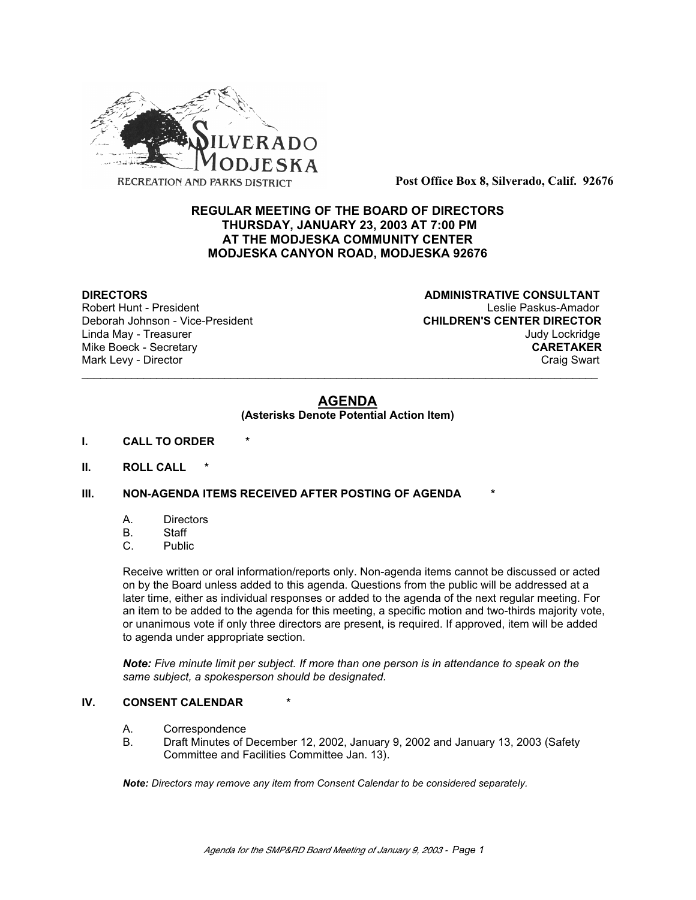SILVERADO MODJESKA

RECREATION AND PARKS DISTRICT

**Post Office Box 8, Silverado, Calif. 92676**

**REGULAR MEETING OF THE BOARD OF DIRECTORS**
**THURSDAY, JANUARY 23, 2003 AT 7:00 PM**
**AT THE MODJESKA COMMUNITY CENTER**
**MODJESKA CANYON ROAD, MODJESKA 92676**

**DIRECTORS**
Robert Hunt - President
Deborah Johnson - Vice-President
Linda May - Treasurer
Mike Boeck - Secretary
Mark Levy - Director

**ADMINISTRATIVE CONSULTANT**
Leslie Paskus-Amador
**CHILDREN'S CENTER DIRECTOR**
Judy Lockridge
**CARETAKER**
Craig Swart

---

## AGENDA

**(Asterisks Denote Potential Action Item)**

**I. CALL TO ORDER \***

**II. ROLL CALL \***

**III. NON-AGENDA ITEMS RECEIVED AFTER POSTING OF AGENDA \***

A. Directors
B. Staff
C. Public

Receive written or oral information/reports only. Non-agenda items cannot be discussed or acted on by the Board unless added to this agenda. Questions from the public will be addressed at a later time, either as individual responses or added to the agenda of the next regular meeting. For an item to be added to the agenda for this meeting, a specific motion and two-thirds majority vote, or unanimous vote if only three directors are present, is required. If approved, item will be added to agenda under appropriate section.

***Note:*** *Five minute limit per subject. If more than one person is in attendance to speak on the same subject, a spokesperson should be designated.*

**IV. CONSENT CALENDAR \***

A. Correspondence
B. Draft Minutes of December 12, 2002, January 9, 2002 and January 13, 2003 (Safety Committee and Facilities Committee Jan. 13).

***Note:*** *Directors may remove any item from Consent Calendar to be considered separately.*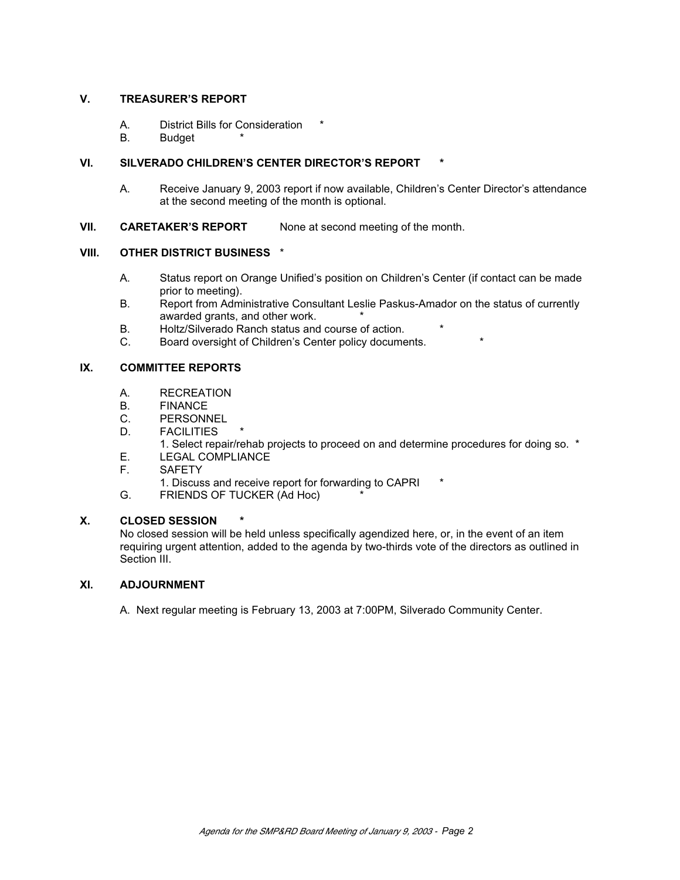**V. TREASURER'S REPORT**

A. District Bills for Consideration *
B. Budget *

**VI. SILVERADO CHILDREN'S CENTER DIRECTOR'S REPORT ***

A. Receive January 9, 2003 report if now available, Children's Center Director's attendance at the second meeting of the month is optional.

**VII. CARETAKER'S REPORT** None at second meeting of the month.

**VIII. OTHER DISTRICT BUSINESS** *

A. Status report on Orange Unified's position on Children's Center (if contact can be made prior to meeting).
B. Report from Administrative Consultant Leslie Paskus-Amador on the status of currently awarded grants, and other work. *
B. Holtz/Silverado Ranch status and course of action. *
C. Board oversight of Children's Center policy documents. *

**IX. COMMITTEE REPORTS**

A. RECREATION
B. FINANCE
C. PERSONNEL
D. FACILITIES *
   1. Select repair/rehab projects to proceed on and determine procedures for doing so. *
E. LEGAL COMPLIANCE
F. SAFETY
   1. Discuss and receive report for forwarding to CAPRI *
G. FRIENDS OF TUCKER (Ad Hoc) *

**X. CLOSED SESSION ***

No closed session will be held unless specifically agendized here, or, in the event of an item requiring urgent attention, added to the agenda by two-thirds vote of the directors as outlined in Section III.

**XI. ADJOURNMENT**

A. Next regular meeting is February 13, 2003 at 7:00PM, Silverado Community Center.